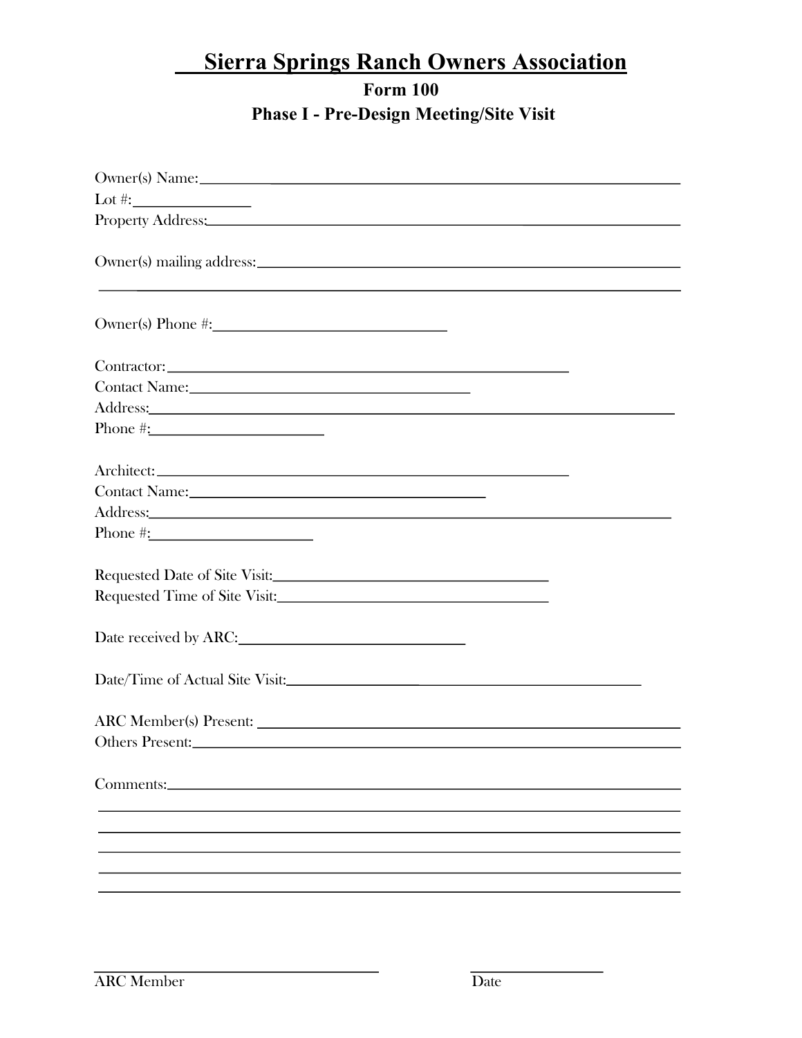# Sierra Springs Ranch Owners Association

## Form 100

## Phase I - Pre-Design Meeting/Site Visit

Owner(s) Name: ______________________________________________

Lot #: ____________

Property Address: ______________________________________________

Owner(s) mailing address: ______________________________________________

______________________________________________

Owner(s) Phone #: ______________________

Contractor: ______________________________________

Contact Name: ____________________________

Address: ______________________________________________

Phone #: ________________

Architect: ______________________________________

Contact Name: ______________________________

Address: ______________________________________________

Phone #: ______________

Requested Date of Site Visit: __________________________

Requested Time of Site Visit: __________________________

Date received by ARC: ______________________

Date/Time of Actual Site Visit: ___________________________________

ARC Member(s) Present: ______________________________________________

Others Present: ______________________________________________

Comments: ______________________________________________

______________________________________________

______________________________________________

______________________________________________

______________________________________________

______________________________________________

___________________________ ARC Member

_____________ Date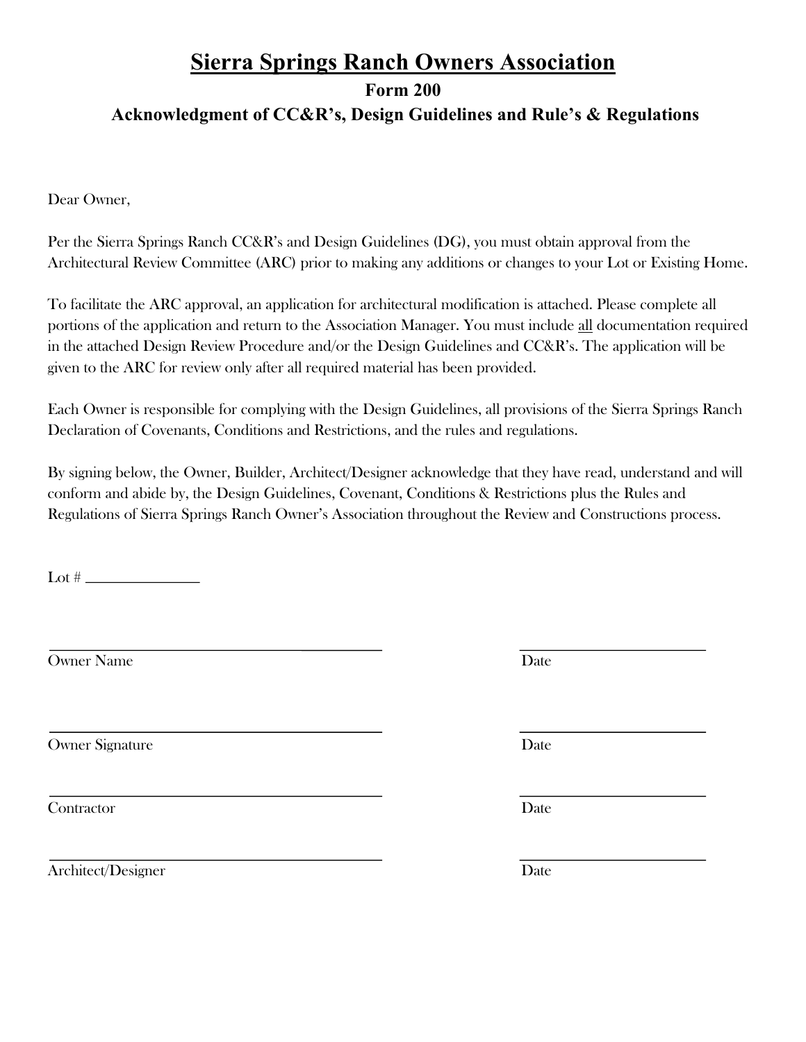# Sierra Springs Ranch Owners Association

## Form 200

### Acknowledgment of CC&R's, Design Guidelines and Rule's & Regulations

Dear Owner,

Per the Sierra Springs Ranch CC&R's and Design Guidelines (DG), you must obtain approval from the Architectural Review Committee (ARC) prior to making any additions or changes to your Lot or Existing Home.

To facilitate the ARC approval, an application for architectural modification is attached. Please complete all portions of the application and return to the Association Manager. You must include <u>all</u> documentation required in the attached Design Review Procedure and/or the Design Guidelines and CC&R's. The application will be given to the ARC for review only after all required material has been provided.

Each Owner is responsible for complying with the Design Guidelines, all provisions of the Sierra Springs Ranch Declaration of Covenants, Conditions and Restrictions, and the rules and regulations.

By signing below, the Owner, Builder, Architect/Designer acknowledge that they have read, understand and will conform and abide by, the Design Guidelines, Covenant, Conditions & Restrictions plus the Rules and Regulations of Sierra Springs Ranch Owner's Association throughout the Review and Constructions process.

Lot # _______________

_____________________________________________ ________________________

Owner Name Date

_____________________________________________ ________________________

Owner Signature Date

_____________________________________________ ________________________

Contractor Date

_____________________________________________ ________________________

Architect/Designer Date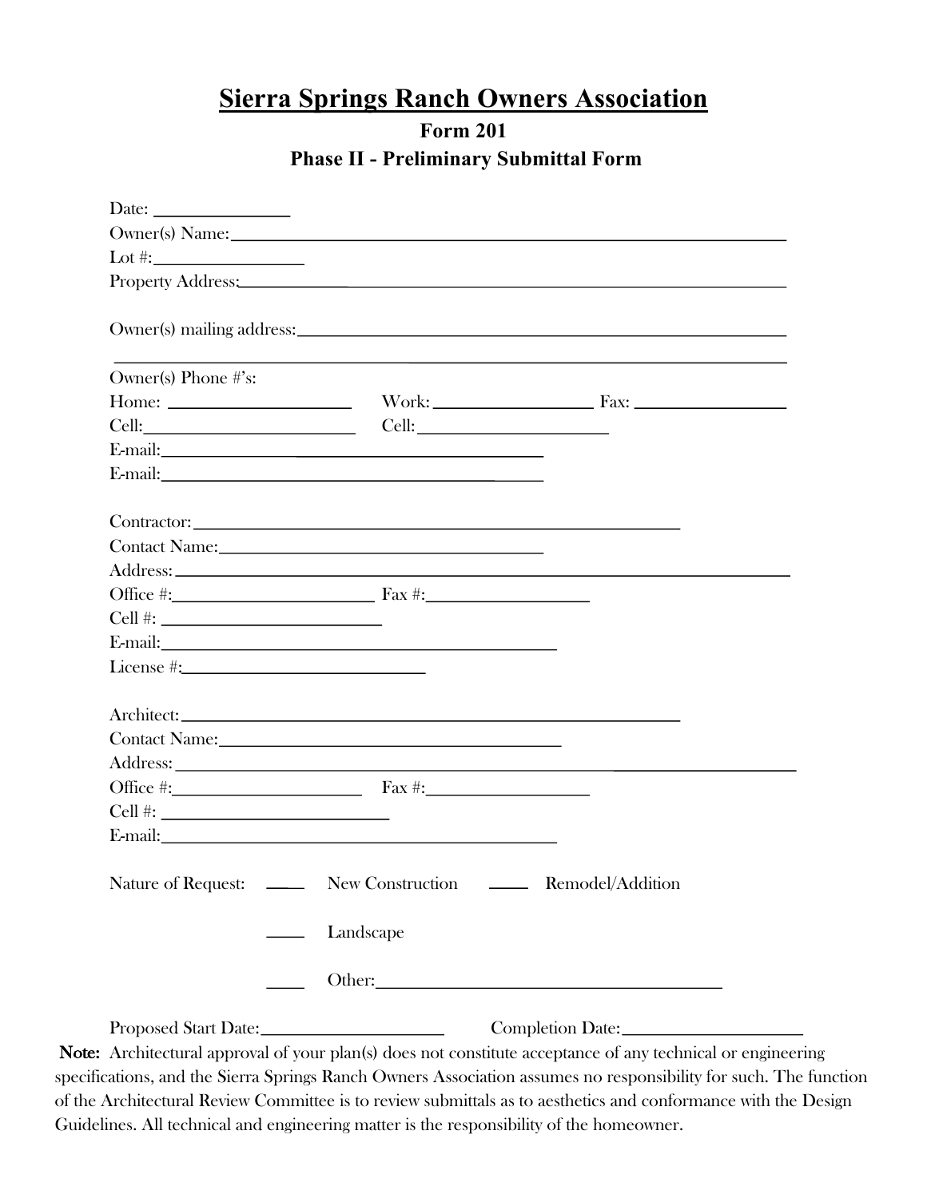# Sierra Springs Ranch Owners Association

## Form 201

## Phase II - Preliminary Submittal Form

Date: ______________

Owner(s) Name: ________________________________________________________________

Lot #: ________________

Property Address: ______________________________________________________________

Owner(s) mailing address: _______________________________________________________

_______________________________________________________________________________

Owner(s) Phone #'s:

Home: ____________________ Work: __________________ Fax: __________________

Cell: ______________________ Cell: ______________________

E-mail: ____________________________________________

E-mail: ____________________________________________

Contractor: ____________________________________________________

Contact Name: ____________________________________

Address: ____________________________________________________________________

Office #: ______________________ Fax #: __________________

Cell #: ________________________

E-mail: _____________________________________________

License #: ___________________________

Architect: ____________________________________________________

Contact Name: ______________________________________

Address: ____________________________________________________________________

Office #: ______________________ Fax #: __________________

Cell #: ________________________

E-mail: _____________________________________________

Nature of Request: ____ New Construction ____ Remodel/Addition

____ Landscape

____ Other: ________________________________________

Proposed Start Date: ____________________ Completion Date: ____________________

**Note:** Architectural approval of your plan(s) does not constitute acceptance of any technical or engineering specifications, and the Sierra Springs Ranch Owners Association assumes no responsibility for such. The function of the Architectural Review Committee is to review submittals as to aesthetics and conformance with the Design Guidelines. All technical and engineering matter is the responsibility of the homeowner.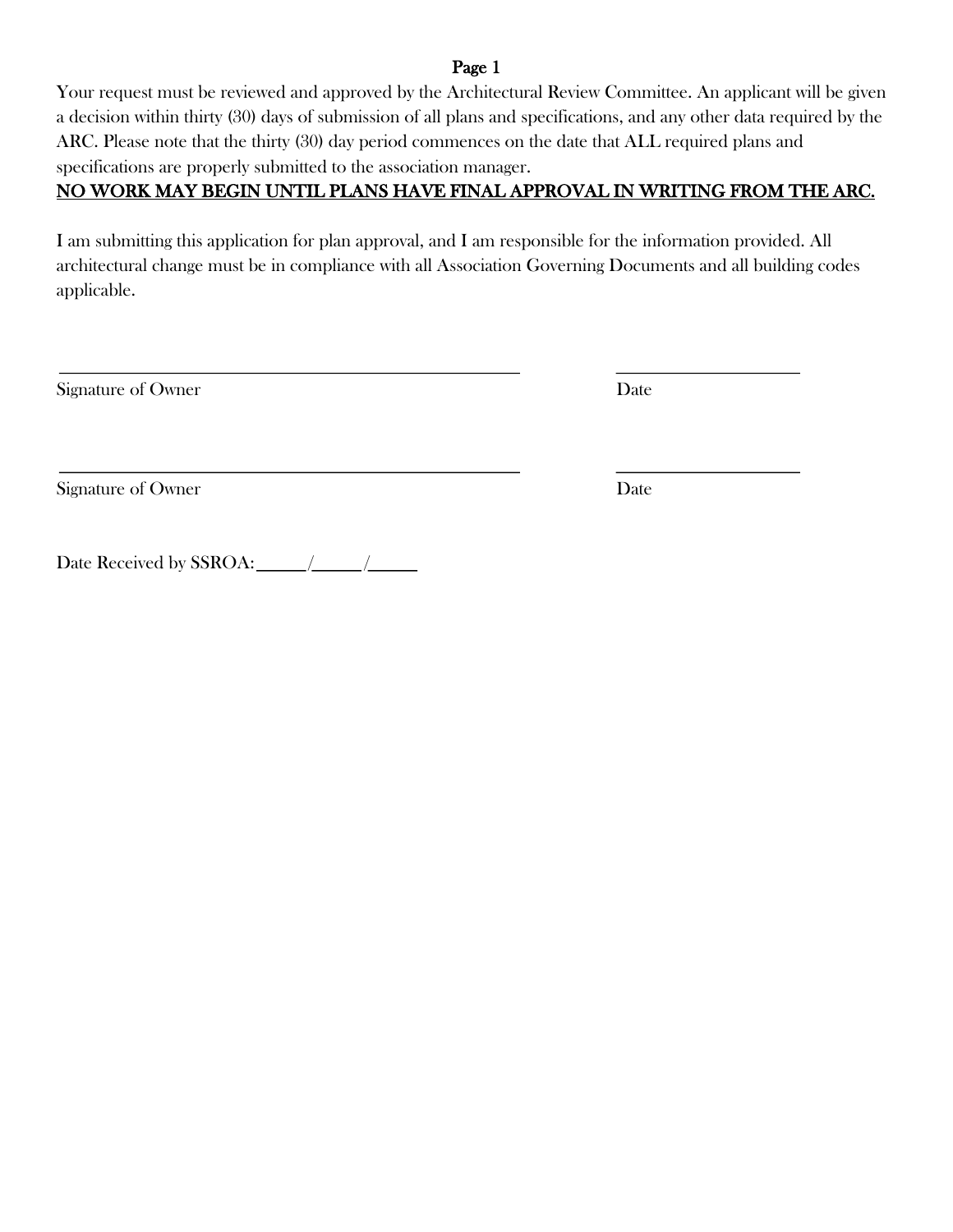**Page 1**

Your request must be reviewed and approved by the Architectural Review Committee. An applicant will be given a decision within thirty (30) days of submission of all plans and specifications, and any other data required by the ARC. Please note that the thirty (30) day period commences on the date that ALL required plans and specifications are properly submitted to the association manager.

**NO WORK MAY BEGIN UNTIL PLANS HAVE FINAL APPROVAL IN WRITING FROM THE ARC.**

I am submitting this application for plan approval, and I am responsible for the information provided. All architectural change must be in compliance with all Association Governing Documents and all building codes applicable.

_______________________________________________ ____________________

Signature of Owner Date

_______________________________________________ ____________________

Signature of Owner Date

Date Received by SSROA:______/______/______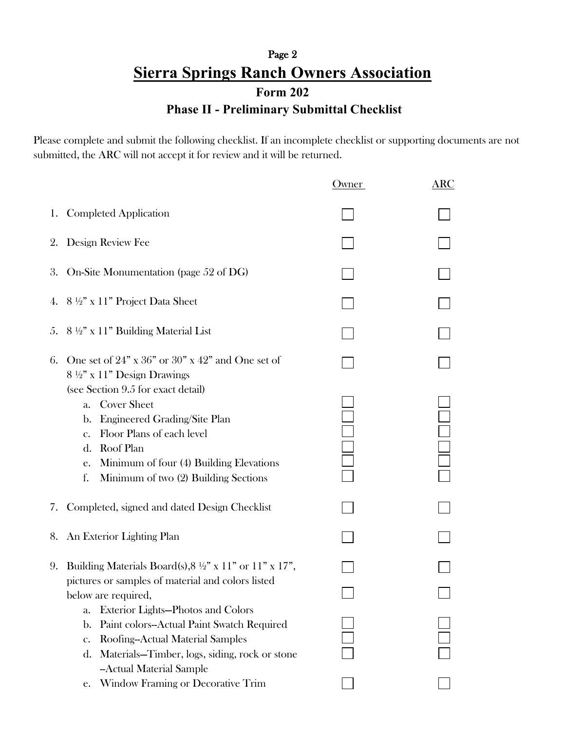Page 2

# Sierra Springs Ranch Owners Association

## Form 202

## Phase II - Preliminary Submittal Checklist

Please complete and submit the following checklist. If an incomplete checklist or supporting documents are not submitted, the ARC will not accept it for review and it will be returned.

| | Owner | ARC |
|---|---|---|
| 1. Completed Application | ☐ | ☐ |
| 2. Design Review Fee | ☐ | ☐ |
| 3. On-Site Monumentation (page 52 of DG) | ☐ | ☐ |
| 4. 8 ½" x 11" Project Data Sheet | ☐ | ☐ |
| 5. 8 ½" x 11" Building Material List | ☐ | ☐ |
| 6. One set of 24" x 36" or 30" x 42" and One set of 8 ½" x 11" Design Drawings (see Section 9.5 for exact detail) | ☐ | ☐ |
| a. Cover Sheet | ☐ | ☐ |
| b. Engineered Grading/Site Plan | ☐ | ☐ |
| c. Floor Plans of each level | ☐ | ☐ |
| d. Roof Plan | ☐ | ☐ |
| e. Minimum of four (4) Building Elevations | ☐ | ☐ |
| f. Minimum of two (2) Building Sections | ☐ | ☐ |
| 7. Completed, signed and dated Design Checklist | ☐ | ☐ |
| 8. An Exterior Lighting Plan | ☐ | ☐ |
| 9. Building Materials Board(s),8 ½" x 11" or 11" x 17", pictures or samples of material and colors listed below are required, | ☐ | ☐ |
| | ☐ | ☐ |
| a. Exterior Lights—Photos and Colors | | |
| b. Paint colors--Actual Paint Swatch Required | ☐ | ☐ |
| c. Roofing--Actual Material Samples | ☐ | ☐ |
| d. Materials—Timber, logs, siding, rock or stone --Actual Material Sample | ☐ | ☐ |
| e. Window Framing or Decorative Trim | ☐ | ☐ |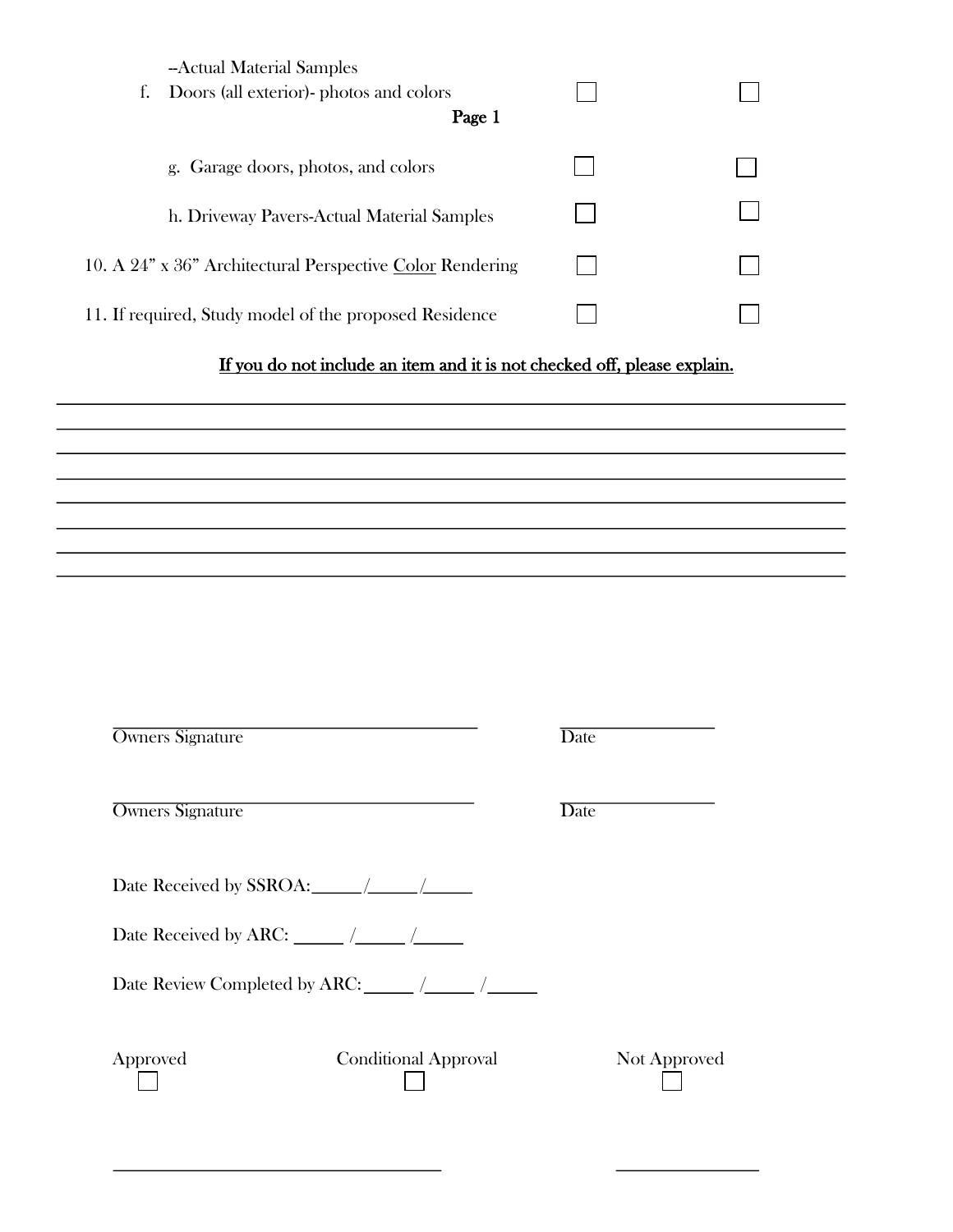--Actual Material Samples

f. Doors (all exterior)- photos and colors ☐ ☐

g. Garage doors, photos, and colors ☐ ☐

h. Driveway Pavers-Actual Material Samples ☐ ☐

10. A 24" x 36" Architectural Perspective <u>Color</u> Rendering ☐ ☐

11. If required, Study model of the proposed Residence ☐ ☐

**<u>If you do not include an item and it is not checked off, please explain.</u>**

\_\_\_\_\_\_\_\_\_\_\_\_\_\_\_\_\_\_\_\_\_\_\_\_\_\_\_\_\_\_\_\_\_\_\_\_\_\_\_\_\_\_\_\_\_\_\_\_\_\_\_\_\_\_\_\_\_\_\_\_\_\_\_\_\_\_\_\_\_\_\_\_\_\_\_\_

\_\_\_\_\_\_\_\_\_\_\_\_\_\_\_\_\_\_\_\_\_\_\_\_\_\_\_\_\_\_\_\_\_\_\_\_\_\_\_\_\_\_\_\_\_\_\_\_\_\_\_\_\_\_\_\_\_\_\_\_\_\_\_\_\_\_\_\_\_\_\_\_\_\_\_\_

\_\_\_\_\_\_\_\_\_\_\_\_\_\_\_\_\_\_\_\_\_\_\_\_\_\_\_\_\_\_\_\_\_\_\_\_\_\_\_\_\_\_\_\_\_\_\_\_\_\_\_\_\_\_\_\_\_\_\_\_\_\_\_\_\_\_\_\_\_\_\_\_\_\_\_\_

\_\_\_\_\_\_\_\_\_\_\_\_\_\_\_\_\_\_\_\_\_\_\_\_\_\_\_\_\_\_\_\_\_\_\_\_\_\_\_\_\_\_\_\_\_\_\_\_\_\_\_\_\_\_\_\_\_\_\_\_\_\_\_\_\_\_\_\_\_\_\_\_\_\_\_\_

\_\_\_\_\_\_\_\_\_\_\_\_\_\_\_\_\_\_\_\_\_\_\_\_\_\_\_\_\_\_\_\_\_\_\_\_\_\_\_\_\_\_\_\_\_\_\_\_\_\_\_\_\_\_\_\_\_\_\_\_\_\_\_\_\_\_\_\_\_\_\_\_\_\_\_\_

\_\_\_\_\_\_\_\_\_\_\_\_\_\_\_\_\_\_\_\_\_\_\_\_\_\_\_\_\_\_\_\_\_\_\_\_\_\_\_\_\_\_\_\_\_\_\_\_\_\_\_\_\_\_\_\_\_\_\_\_\_\_\_\_\_\_\_\_\_\_\_\_\_\_\_\_

\_\_\_\_\_\_\_\_\_\_\_\_\_\_\_\_\_\_\_\_\_\_\_\_\_\_\_\_\_\_\_\_\_\_\_\_\_\_\_\_\_\_\_\_\_\_\_\_\_\_\_\_\_\_\_\_\_\_\_\_\_\_\_\_\_\_\_\_\_\_\_\_\_\_\_\_

\_\_\_\_\_\_\_\_\_\_\_\_\_\_\_\_\_\_\_\_\_\_\_\_\_\_\_\_\_\_\_\_\_\_\_\_\_\_\_\_\_\_\_\_\_\_\_\_\_\_\_\_\_\_\_\_\_\_\_\_\_\_\_\_\_\_\_\_\_\_\_\_\_\_\_\_

\_\_\_\_\_\_\_\_\_\_\_\_\_\_\_\_\_\_\_\_\_\_\_\_\_\_\_\_\_\_\_\_\_\_\_\_\_\_\_ \_\_\_\_\_\_\_\_\_\_\_\_\_\_\_\_

Owners Signature Date

\_\_\_\_\_\_\_\_\_\_\_\_\_\_\_\_\_\_\_\_\_\_\_\_\_\_\_\_\_\_\_\_\_\_\_\_\_\_\_ \_\_\_\_\_\_\_\_\_\_\_\_\_\_\_\_

Owners Signature Date

Date Received by SSROA:\_\_\_\_\_\_/\_\_\_\_\_\_/\_\_\_\_\_\_

Date Received by ARC: \_\_\_\_\_\_ /\_\_\_\_\_\_ /\_\_\_\_\_\_

Date Review Completed by ARC: \_\_\_\_\_\_ /\_\_\_\_\_\_ /\_\_\_\_\_\_

Approved ☐ Conditional Approval ☐ Not Approved ☐

\_\_\_\_\_\_\_\_\_\_\_\_\_\_\_\_\_\_\_\_\_\_\_\_\_\_\_\_\_\_\_\_\_\_\_\_ \_\_\_\_\_\_\_\_\_\_\_\_\_\_\_\_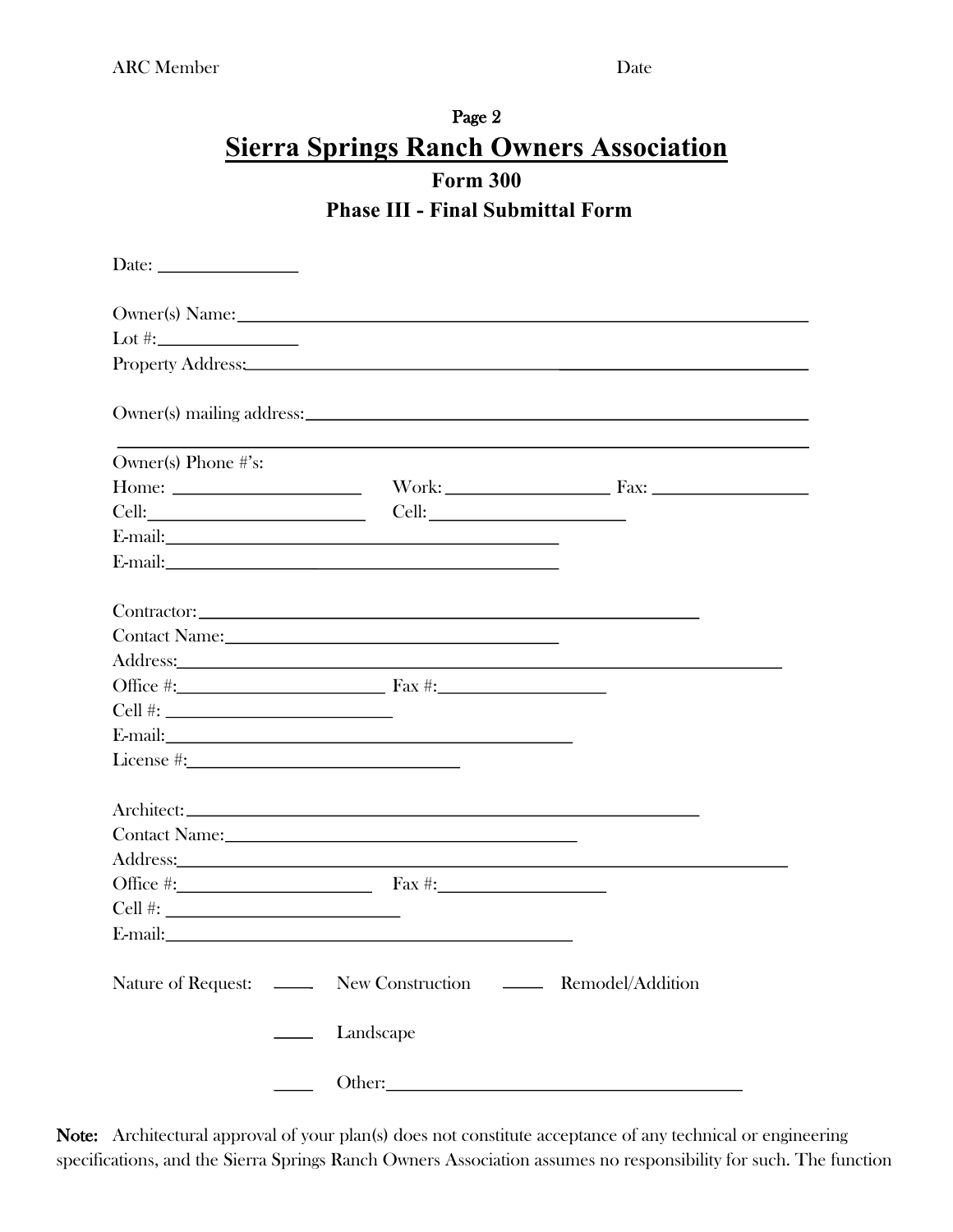ARC Member Date

Page 2

# Sierra Springs Ranch Owners Association

## Form 300

### Phase III - Final Submittal Form

Date: _______________

Owner(s) Name: ________________________________________________________________

Lot #: _______________

Property Address: ______________________________________________________________

Owner(s) mailing address: _______________________________________________________

________________________________________________________________________________

Owner(s) Phone #'s:

Home: ____________________ Work: __________________ Fax: _________________

Cell: _______________________ Cell: _____________________

E-mail: ___________________________________________

E-mail: ___________________________________________

Contractor: _______________________________________________________

Contact Name: ____________________________________

Address: ______________________________________________________________

Office #: _______________________ Fax #: __________________

Cell #: _______________________

E-mail: ____________________________________________

License #: ______________________________

Architect: _______________________________________________________

Contact Name: ____________________________________

Address: ______________________________________________________________

Office #: _____________________ Fax #: __________________

Cell #: _________________________

E-mail: ____________________________________________

Nature of Request: ____ New Construction ____ Remodel/Addition

____ Landscape

____ Other: ________________________________________

**Note:** Architectural approval of your plan(s) does not constitute acceptance of any technical or engineering specifications, and the Sierra Springs Ranch Owners Association assumes no responsibility for such. The function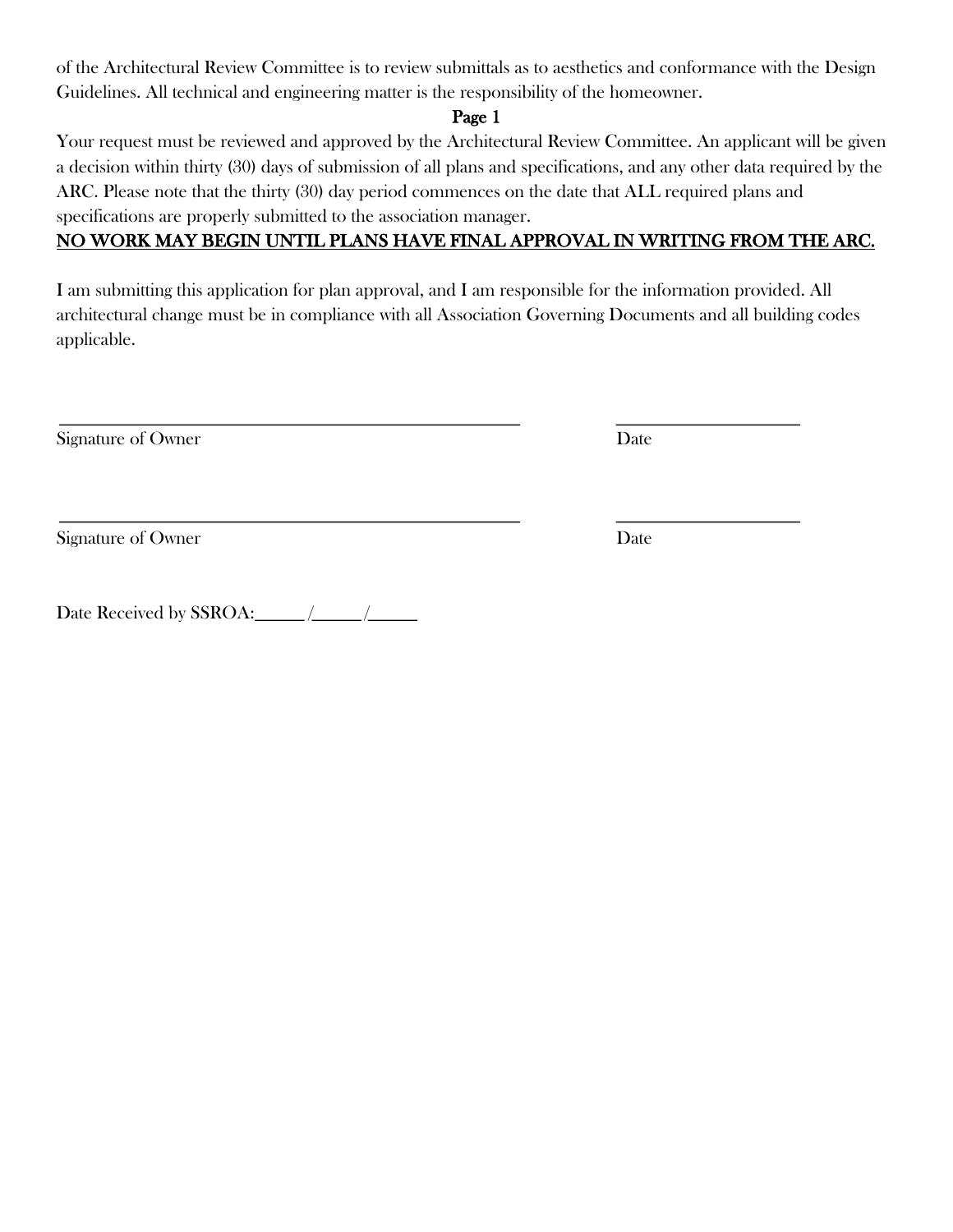of the Architectural Review Committee is to review submittals as to aesthetics and conformance with the Design Guidelines. All technical and engineering matter is the responsibility of the homeowner.

**Page 1**

Your request must be reviewed and approved by the Architectural Review Committee. An applicant will be given a decision within thirty (30) days of submission of all plans and specifications, and any other data required by the ARC. Please note that the thirty (30) day period commences on the date that ALL required plans and specifications are properly submitted to the association manager.

**<u>NO WORK MAY BEGIN UNTIL PLANS HAVE FINAL APPROVAL IN WRITING FROM THE ARC.</u>**

I am submitting this application for plan approval, and I am responsible for the information provided. All architectural change must be in compliance with all Association Governing Documents and all building codes applicable.

______________________________________________ ____________________

Signature of Owner Date

______________________________________________ ____________________

Signature of Owner Date

Date Received by SSROA:______/______/______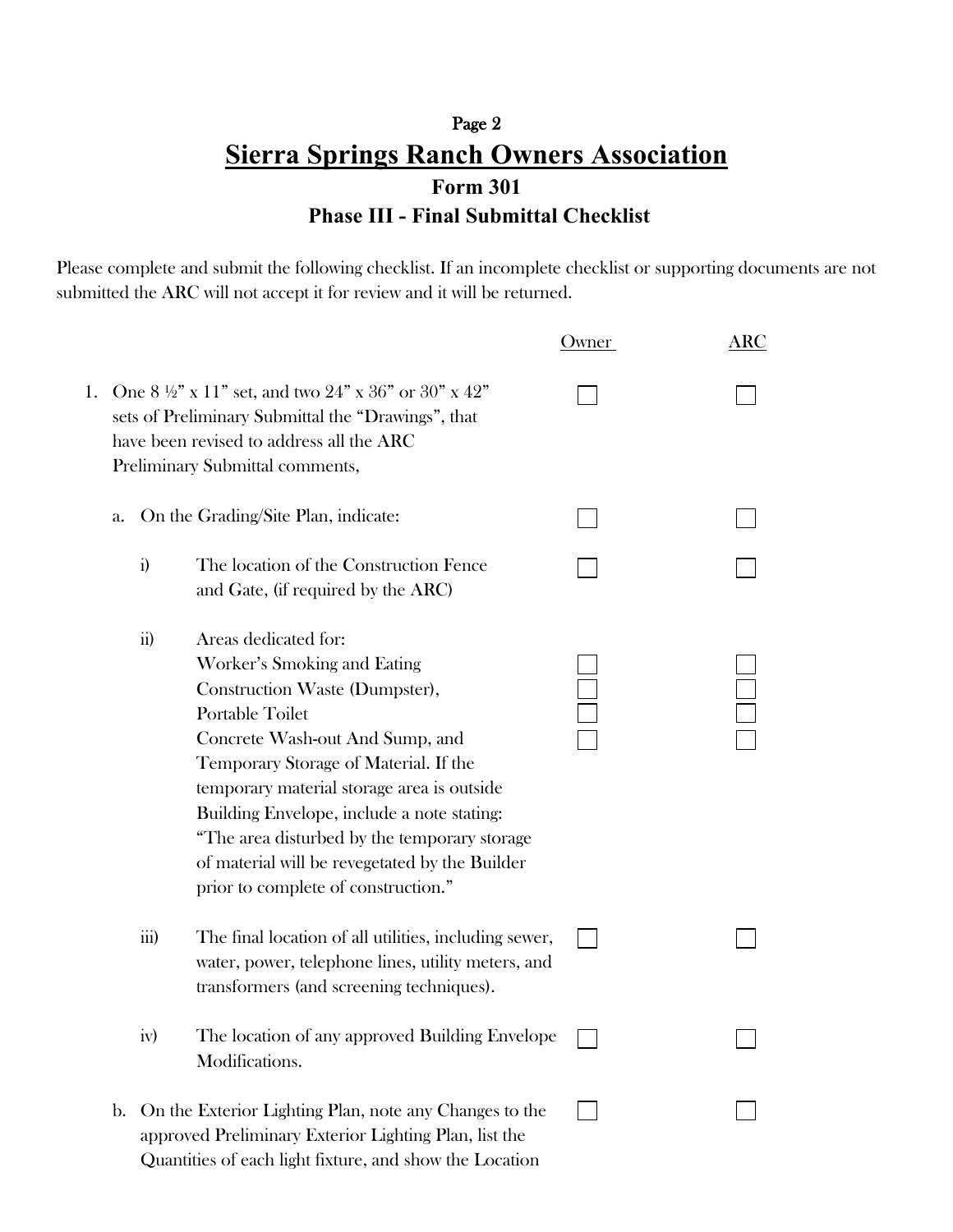# Sierra Springs Ranch Owners Association

## Form 301

### Phase III - Final Submittal Checklist

Please complete and submit the following checklist. If an incomplete checklist or supporting documents are not submitted the ARC will not accept it for review and it will be returned.

| | Owner | ARC |
|---|---|---|
| 1. One 8 ½" x 11" set, and two 24" x 36" or 30" x 42" sets of Preliminary Submittal the "Drawings", that have been revised to address all the ARC Preliminary Submittal comments, | ☐ | ☐ |
| a. On the Grading/Site Plan, indicate: | ☐ | ☐ |
| i) The location of the Construction Fence and Gate, (if required by the ARC) | ☐ | ☐ |
| ii) Areas dedicated for: | | |
| Worker's Smoking and Eating | ☐ | ☐ |
| Construction Waste (Dumpster), | ☐ | ☐ |
| Portable Toilet | ☐ | ☐ |
| Concrete Wash-out And Sump, and | ☐ | ☐ |
| Temporary Storage of Material. If the temporary material storage area is outside Building Envelope, include a note stating: "The area disturbed by the temporary storage of material will be revegetated by the Builder prior to complete of construction." | | |
| iii) The final location of all utilities, including sewer, water, power, telephone lines, utility meters, and transformers (and screening techniques). | ☐ | ☐ |
| iv) The location of any approved Building Envelope Modifications. | ☐ | ☐ |
| b. On the Exterior Lighting Plan, note any Changes to the approved Preliminary Exterior Lighting Plan, list the Quantities of each light fixture, and show the Location | ☐ | ☐ |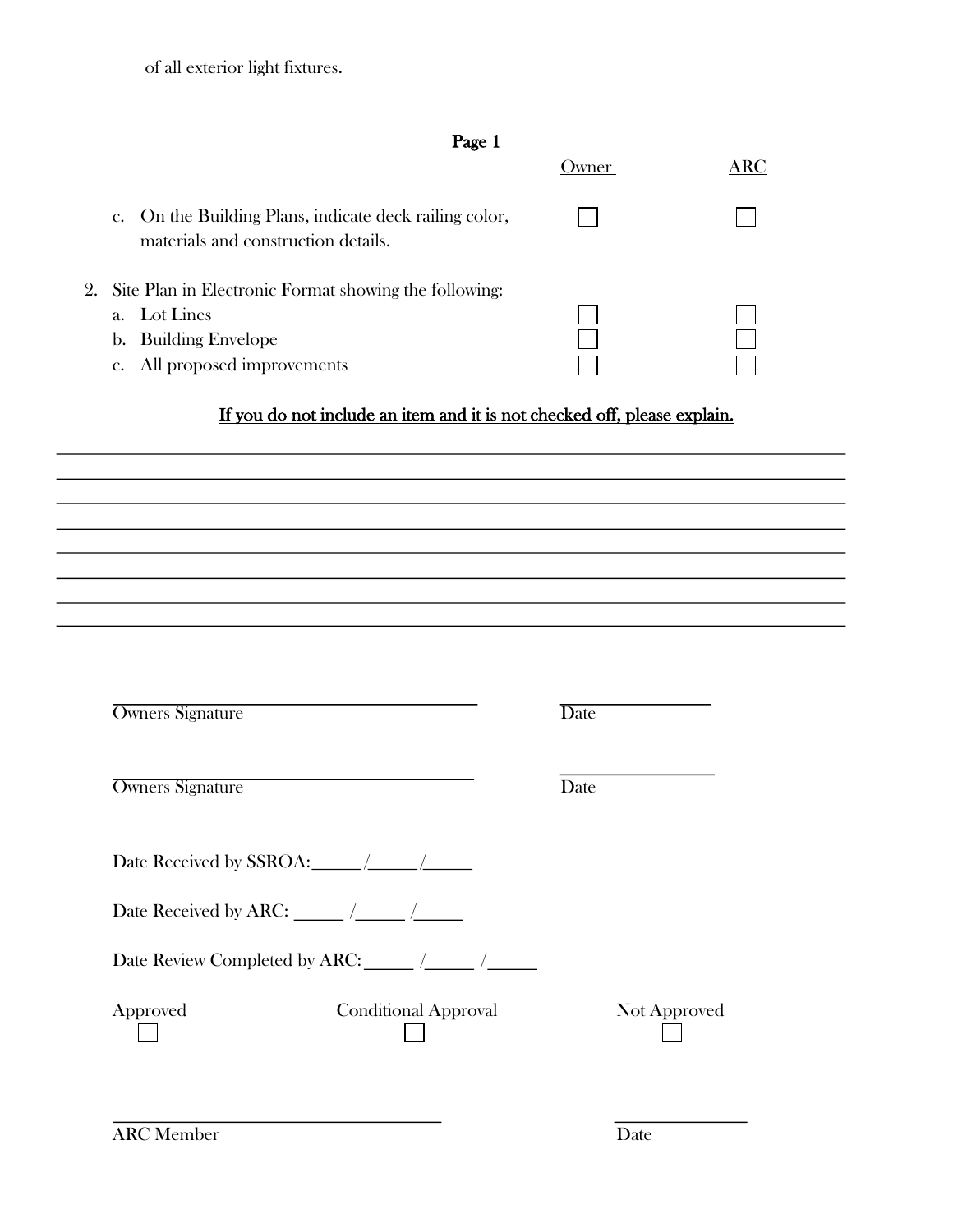of all exterior light fixtures.

**Page 1**

| | Owner | ARC |
|---|---|---|
| c. On the Building Plans, indicate deck railing color, materials and construction details. | ☐ | ☐ |
| 2. Site Plan in Electronic Format showing the following: | | |
| a. Lot Lines | ☐ | ☐ |
| b. Building Envelope | ☐ | ☐ |
| c. All proposed improvements | ☐ | ☐ |

**If you do not include an item and it is not checked off, please explain.**

________________________________________________________________________________

________________________________________________________________________________

________________________________________________________________________________

________________________________________________________________________________

________________________________________________________________________________

________________________________________________________________________________

________________________________________________________________________________

________________________________________________________________________________

______________________________ Owners Signature ______________ Date

______________________________ Owners Signature ______________ Date

Date Received by SSROA:______/______/______

Date Received by ARC: ______ /______ /______

Date Review Completed by ARC:______ /______ /______

Approved ☐ Conditional Approval ☐ Not Approved ☐

______________________________ ARC Member ______________ Date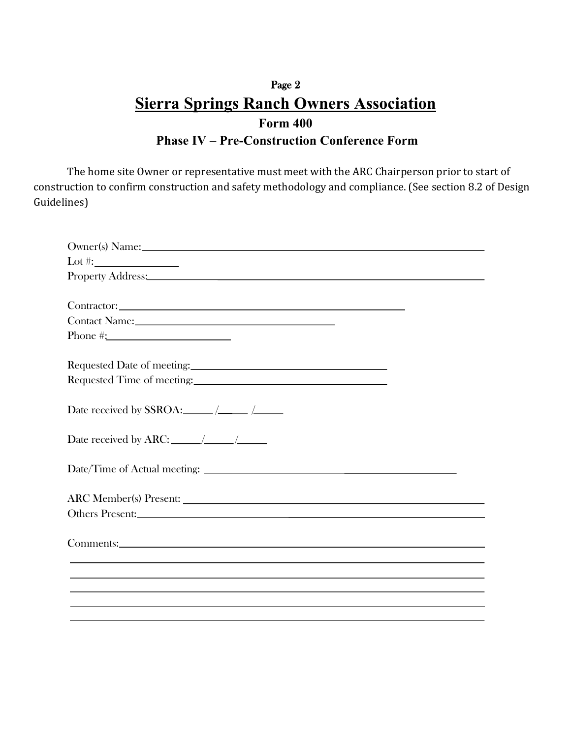Page 2

# Sierra Springs Ranch Owners Association

## Form 400

## Phase IV – Pre-Construction Conference Form

The home site Owner or representative must meet with the ARC Chairperson prior to start of construction to confirm construction and safety methodology and compliance. (See section 8.2 of Design Guidelines)

Owner(s) Name: ______________________________________________

Lot #: ____________

Property Address: ______________________________________________

Contractor: __________________________________

Contact Name: __________________________

Phone #: ________________

Requested Date of meeting: __________________________

Requested Time of meeting: __________________________

Date received by SSROA: _____ /_____ /_____

Date received by ARC: _____/_____/_____

Date/Time of Actual meeting: ______________________________

ARC Member(s) Present: ______________________________________

Others Present: ______________________________________________

Comments: ___________________________________________________

______________________________________________________________

______________________________________________________________

______________________________________________________________

______________________________________________________________

______________________________________________________________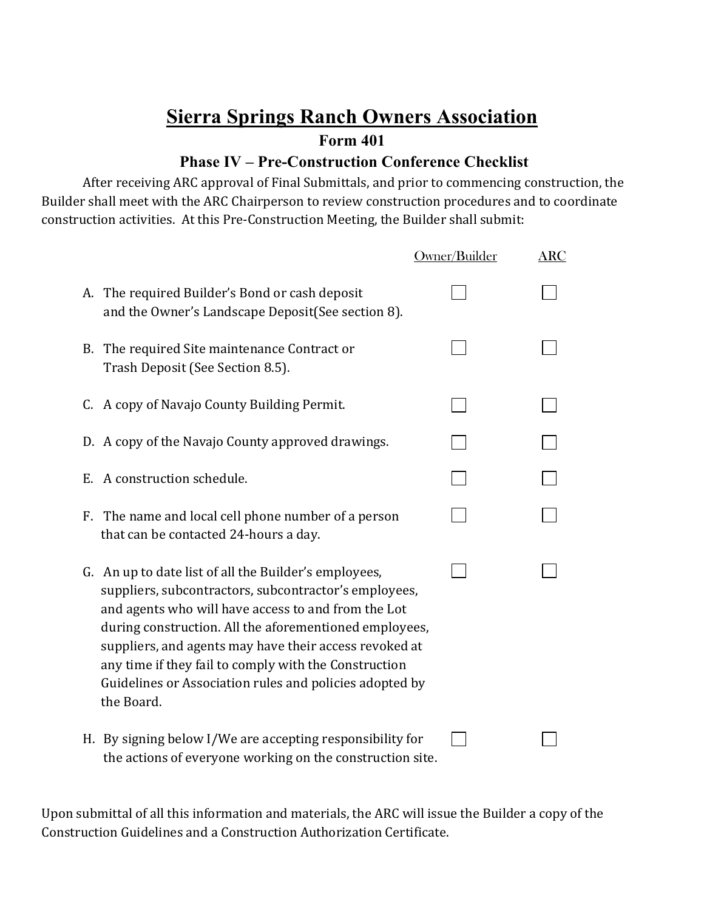# Sierra Springs Ranch Owners Association

## Form 401

### Phase IV – Pre-Construction Conference Checklist

After receiving ARC approval of Final Submittals, and prior to commencing construction, the Builder shall meet with the ARC Chairperson to review construction procedures and to coordinate construction activities. At this Pre-Construction Meeting, the Builder shall submit:

| | Owner/Builder | ARC |
|---|---|---|
| A. The required Builder's Bond or cash deposit and the Owner's Landscape Deposit(See section 8). | ☐ | ☐ |
| B. The required Site maintenance Contract or Trash Deposit (See Section 8.5). | ☐ | ☐ |
| C. A copy of Navajo County Building Permit. | ☐ | ☐ |
| D. A copy of the Navajo County approved drawings. | ☐ | ☐ |
| E. A construction schedule. | ☐ | ☐ |
| F. The name and local cell phone number of a person that can be contacted 24-hours a day. | ☐ | ☐ |
| G. An up to date list of all the Builder's employees, suppliers, subcontractors, subcontractor's employees, and agents who will have access to and from the Lot during construction. All the aforementioned employees, suppliers, and agents may have their access revoked at any time if they fail to comply with the Construction Guidelines or Association rules and policies adopted by the Board. | ☐ | ☐ |
| H. By signing below I/We are accepting responsibility for the actions of everyone working on the construction site. | ☐ | ☐ |

Upon submittal of all this information and materials, the ARC will issue the Builder a copy of the Construction Guidelines and a Construction Authorization Certificate.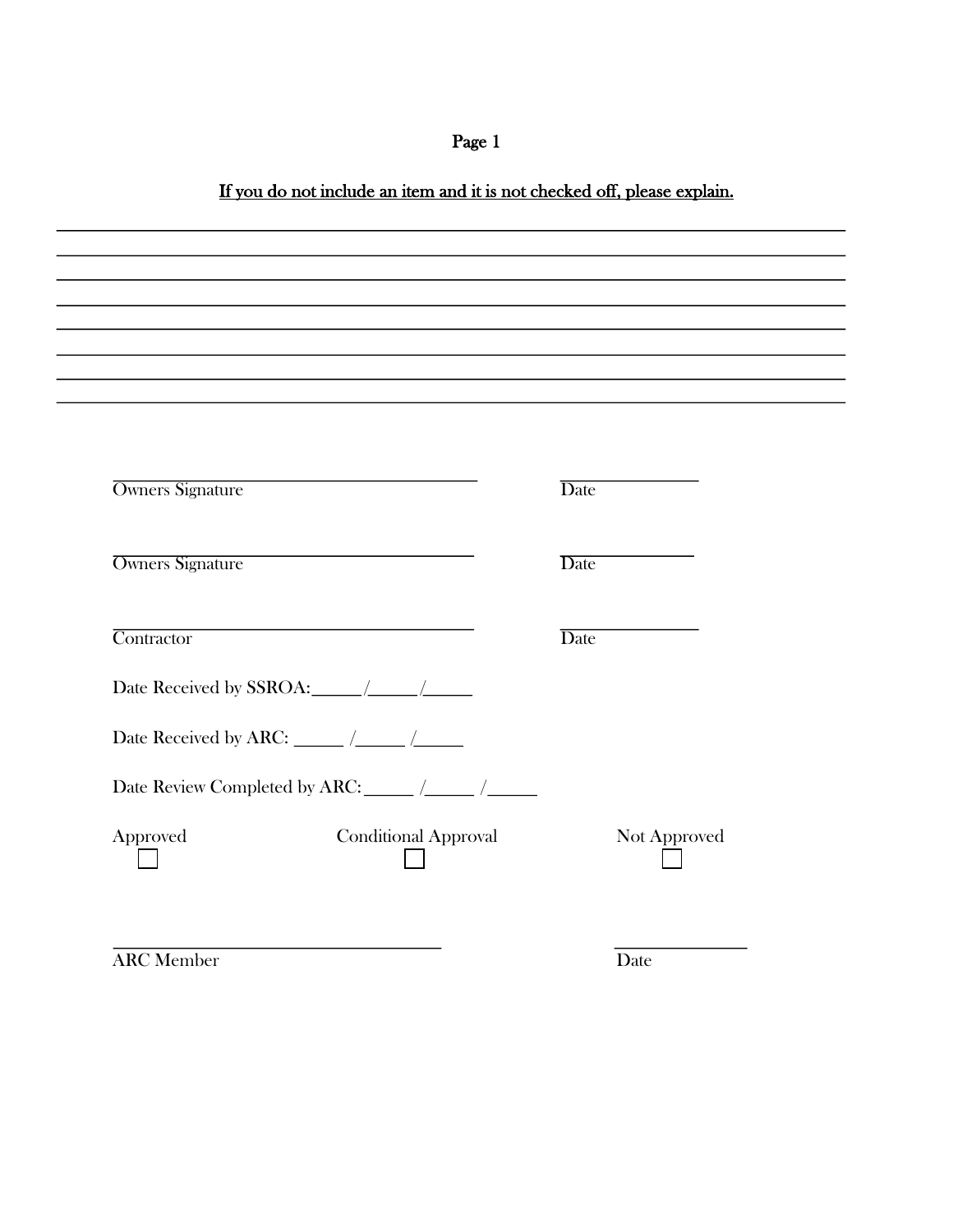**Page 1**

**If you do not include an item and it is not checked off, please explain.**

________________________________________________________________________________
________________________________________________________________________________
________________________________________________________________________________
________________________________________________________________________________
________________________________________________________________________________
________________________________________________________________________________
________________________________________________________________________________
________________________________________________________________________________

________________________________________ ________________
Owners Signature Date

________________________________________ ________________
Owners Signature Date

________________________________________ ________________
Contractor Date

Date Received by SSROA:______/______/______

Date Received by ARC: ______ /______ /______

Date Review Completed by ARC: ______ /______ /______

Approved ☐ Conditional Approval ☐ Not Approved ☐

________________________________________ ________________
ARC Member Date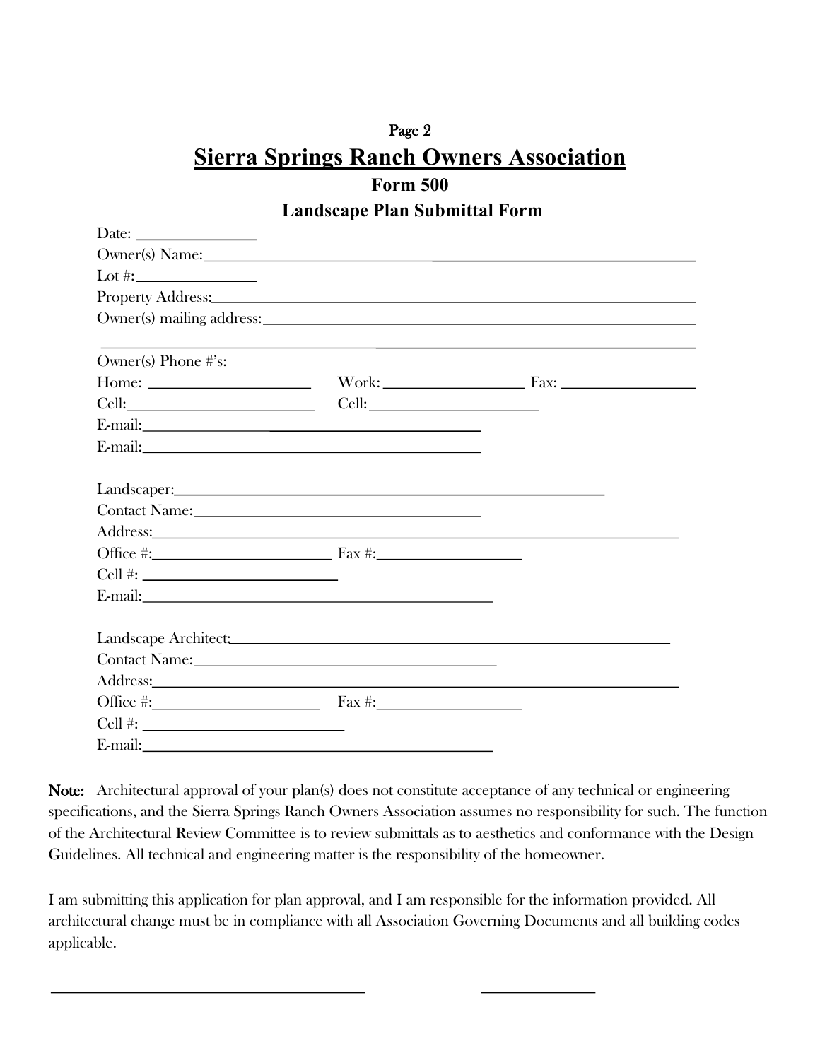Page 2

# Sierra Springs Ranch Owners Association

## Form 500

## Landscape Plan Submittal Form

Date: ______________

Owner(s) Name: ____________________________________________

Lot #: ______________

Property Address: ____________________________________________

Owner(s) mailing address: ____________________________________________

____________________________________________

Owner(s) Phone #'s:

Home: ________________ Work: ________________ Fax: ________________

Cell: ________________ Cell: ________________

E-mail: ______________________________

E-mail: ______________________________

Landscaper: ____________________________________________

Contact Name: ______________________________

Address: ____________________________________________

Office #: ________________ Fax #: ________________

Cell #: ________________

E-mail: ______________________________

Landscape Architect: ____________________________________________

Contact Name: ______________________________

Address: ____________________________________________

Office #: ________________ Fax #: ________________

Cell #: ________________

E-mail: ______________________________

**Note:** Architectural approval of your plan(s) does not constitute acceptance of any technical or engineering specifications, and the Sierra Springs Ranch Owners Association assumes no responsibility for such. The function of the Architectural Review Committee is to review submittals as to aesthetics and conformance with the Design Guidelines. All technical and engineering matter is the responsibility of the homeowner.

I am submitting this application for plan approval, and I am responsible for the information provided. All architectural change must be in compliance with all Association Governing Documents and all building codes applicable.

______________________________ ______________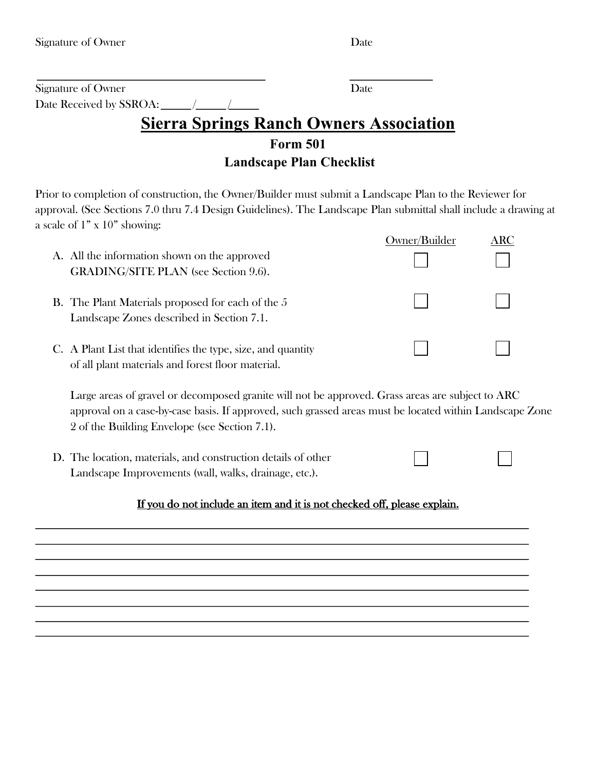Signature of Owner Date

\_\_\_\_\_\_\_\_\_\_\_\_\_\_\_\_\_\_\_\_\_\_\_\_\_\_\_\_\_\_\_\_\_\_\_\_\_\_\_\_ \_\_\_\_\_\_\_\_\_\_\_\_\_\_\_

Signature of Owner Date

Date Received by SSROA: \_\_\_\_\_/\_\_\_\_\_/\_\_\_\_\_

# Sierra Springs Ranch Owners Association

## Form 501

## Landscape Plan Checklist

Prior to completion of construction, the Owner/Builder must submit a Landscape Plan to the Reviewer for approval. (See Sections 7.0 thru 7.4 Design Guidelines). The Landscape Plan submittal shall include a drawing at a scale of 1" x 10" showing:

| | Owner/Builder | ARC |
|---|---|---|
| A. All the information shown on the approved GRADING/SITE PLAN (see Section 9.6). | ☐ | ☐ |
| B. The Plant Materials proposed for each of the 5 Landscape Zones described in Section 7.1. | ☐ | ☐ |
| C. A Plant List that identifies the type, size, and quantity of all plant materials and forest floor material. | ☐ | ☐ |

Large areas of gravel or decomposed granite will not be approved. Grass areas are subject to ARC approval on a case-by-case basis. If approved, such grassed areas must be located within Landscape Zone 2 of the Building Envelope (see Section 7.1).

| | Owner/Builder | ARC |
|---|---|---|
| D. The location, materials, and construction details of other Landscape Improvements (wall, walks, drainage, etc.). | ☐ | ☐ |

**If you do not include an item and it is not checked off, please explain.**

\_\_\_\_\_\_\_\_\_\_\_\_\_\_\_\_\_\_\_\_\_\_\_\_\_\_\_\_\_\_\_\_\_\_\_\_\_\_\_\_\_\_\_\_\_\_\_\_\_\_\_\_\_\_\_\_\_\_\_\_\_\_\_\_\_\_\_\_\_\_\_\_\_\_\_\_

\_\_\_\_\_\_\_\_\_\_\_\_\_\_\_\_\_\_\_\_\_\_\_\_\_\_\_\_\_\_\_\_\_\_\_\_\_\_\_\_\_\_\_\_\_\_\_\_\_\_\_\_\_\_\_\_\_\_\_\_\_\_\_\_\_\_\_\_\_\_\_\_\_\_\_\_

\_\_\_\_\_\_\_\_\_\_\_\_\_\_\_\_\_\_\_\_\_\_\_\_\_\_\_\_\_\_\_\_\_\_\_\_\_\_\_\_\_\_\_\_\_\_\_\_\_\_\_\_\_\_\_\_\_\_\_\_\_\_\_\_\_\_\_\_\_\_\_\_\_\_\_\_

\_\_\_\_\_\_\_\_\_\_\_\_\_\_\_\_\_\_\_\_\_\_\_\_\_\_\_\_\_\_\_\_\_\_\_\_\_\_\_\_\_\_\_\_\_\_\_\_\_\_\_\_\_\_\_\_\_\_\_\_\_\_\_\_\_\_\_\_\_\_\_\_\_\_\_\_

\_\_\_\_\_\_\_\_\_\_\_\_\_\_\_\_\_\_\_\_\_\_\_\_\_\_\_\_\_\_\_\_\_\_\_\_\_\_\_\_\_\_\_\_\_\_\_\_\_\_\_\_\_\_\_\_\_\_\_\_\_\_\_\_\_\_\_\_\_\_\_\_\_\_\_\_

\_\_\_\_\_\_\_\_\_\_\_\_\_\_\_\_\_\_\_\_\_\_\_\_\_\_\_\_\_\_\_\_\_\_\_\_\_\_\_\_\_\_\_\_\_\_\_\_\_\_\_\_\_\_\_\_\_\_\_\_\_\_\_\_\_\_\_\_\_\_\_\_\_\_\_\_

\_\_\_\_\_\_\_\_\_\_\_\_\_\_\_\_\_\_\_\_\_\_\_\_\_\_\_\_\_\_\_\_\_\_\_\_\_\_\_\_\_\_\_\_\_\_\_\_\_\_\_\_\_\_\_\_\_\_\_\_\_\_\_\_\_\_\_\_\_\_\_\_\_\_\_\_

\_\_\_\_\_\_\_\_\_\_\_\_\_\_\_\_\_\_\_\_\_\_\_\_\_\_\_\_\_\_\_\_\_\_\_\_\_\_\_\_\_\_\_\_\_\_\_\_\_\_\_\_\_\_\_\_\_\_\_\_\_\_\_\_\_\_\_\_\_\_\_\_\_\_\_\_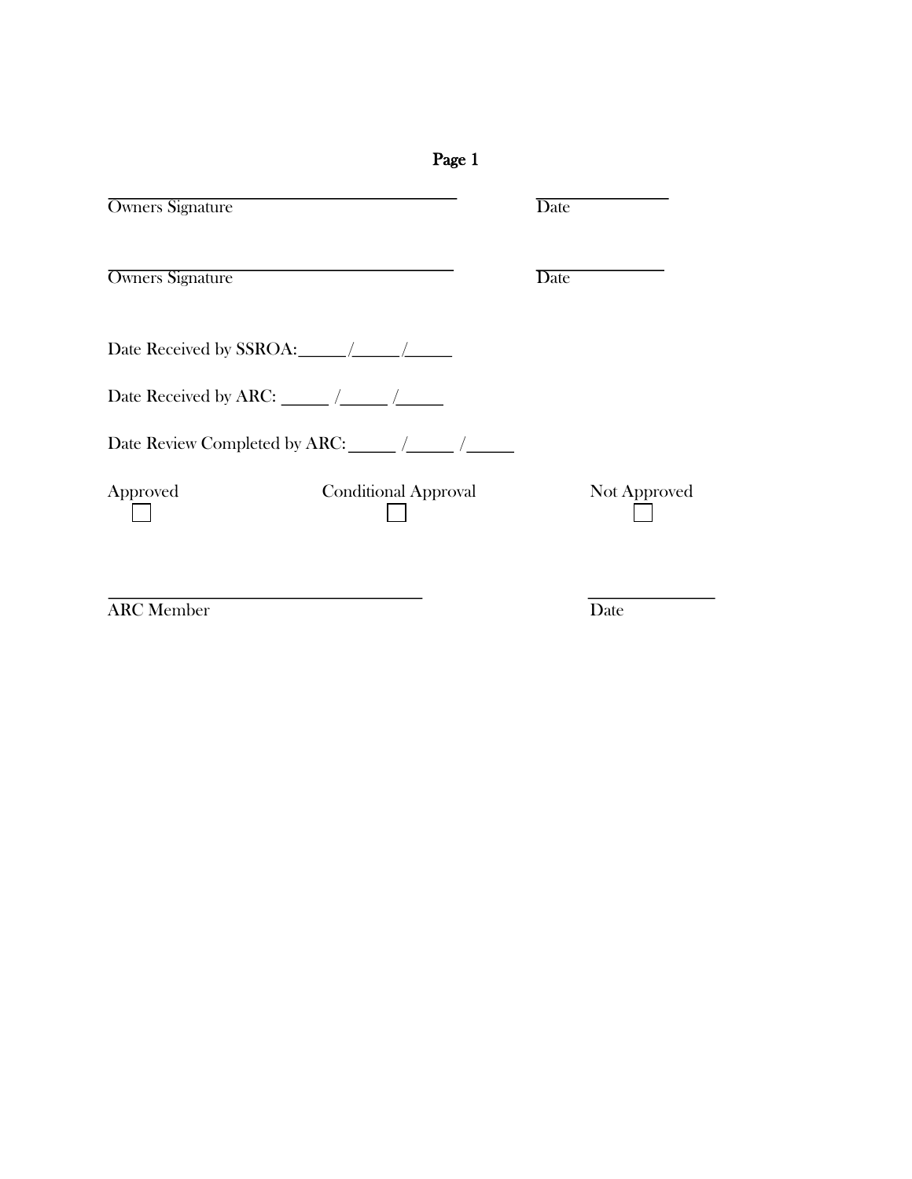**Page 1**

\_\_\_\_\_\_\_\_\_\_\_\_\_\_\_\_\_\_\_\_\_\_\_\_\_\_\_\_\_\_\_\_\_\_\_\_\_\_ \_\_\_\_\_\_\_\_\_\_\_\_\_\_\_
Owners Signature Date

\_\_\_\_\_\_\_\_\_\_\_\_\_\_\_\_\_\_\_\_\_\_\_\_\_\_\_\_\_\_\_\_\_\_\_\_\_\_ \_\_\_\_\_\_\_\_\_\_\_\_\_\_\_
Owners Signature Date

Date Received by SSROA:\_\_\_\_\_\_/\_\_\_\_\_\_/\_\_\_\_\_\_

Date Received by ARC: \_\_\_\_\_\_ /\_\_\_\_\_\_ /\_\_\_\_\_\_

Date Review Completed by ARC: \_\_\_\_\_\_ /\_\_\_\_\_\_ /\_\_\_\_\_\_

| Approved | Conditional Approval | Not Approved |
| --- | --- | --- |
| ☐ | ☐ | ☐ |

\_\_\_\_\_\_\_\_\_\_\_\_\_\_\_\_\_\_\_\_\_\_\_\_\_\_\_\_\_\_\_\_\_\_\_ \_\_\_\_\_\_\_\_\_\_\_\_\_\_\_
ARC Member Date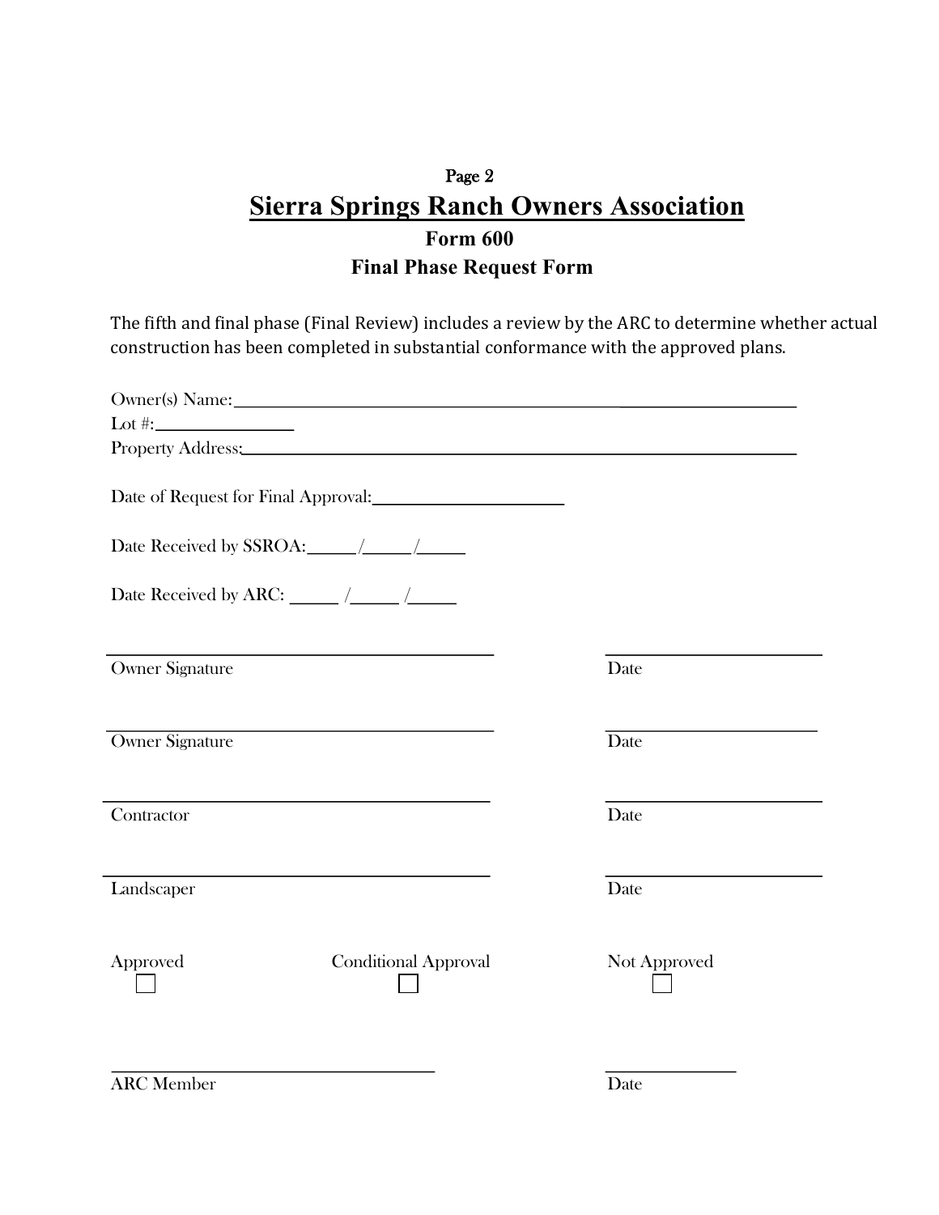Page 2

# Sierra Springs Ranch Owners Association

## Form 600

## Final Phase Request Form

The fifth and final phase (Final Review) includes a review by the ARC to determine whether actual construction has been completed in substantial conformance with the approved plans.

Owner(s) Name:______________________________________________________________

Lot #:_______________

Property Address:_____________________________________________________________

Date of Request for Final Approval:_____________________

Date Received by SSROA:_____/_____/_____

Date Received by ARC: _____ /_____ /_____

_________________________________________ _______________________

Owner Signature Date

_________________________________________ _______________________

Owner Signature Date

_________________________________________ _______________________

Contractor Date

_________________________________________ _______________________

Landscaper Date

Approved ☐ Conditional Approval ☐ Not Approved ☐

__________________________________ ______________

ARC Member Date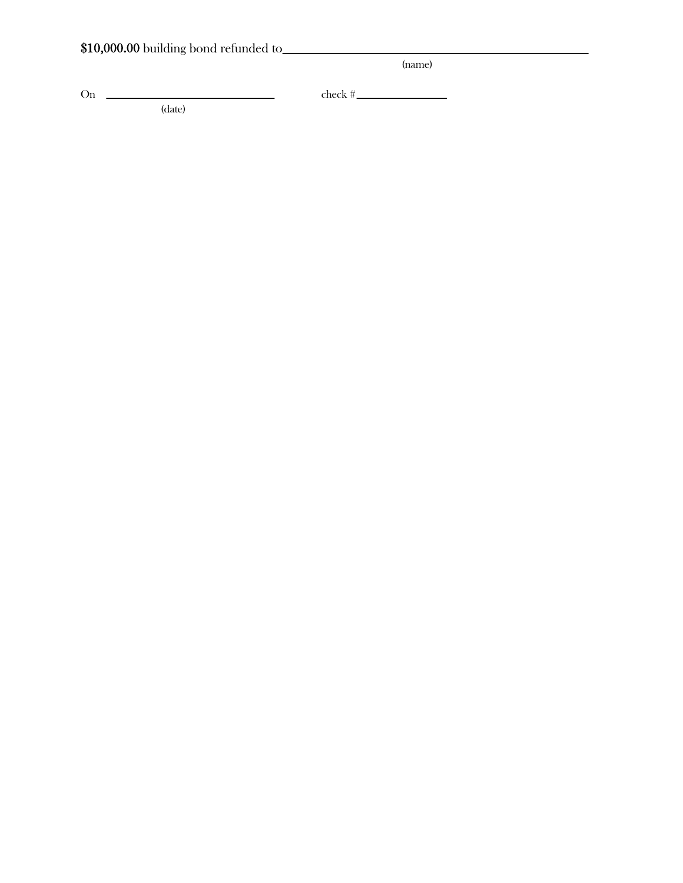**$10,000.00** building bond refunded to\_\_\_\_\_\_\_\_\_\_\_\_\_\_\_\_\_\_\_\_\_\_\_\_\_\_\_\_\_\_\_\_\_\_\_\_\_\_\_\_\_\_\_\_\_\_\_\_

(name)

On \_\_\_\_\_\_\_\_\_\_\_\_\_\_\_\_\_\_\_\_\_\_\_\_\_\_\_\_\_\_ check #\_\_\_\_\_\_\_\_\_\_\_\_\_\_\_\_

(date)